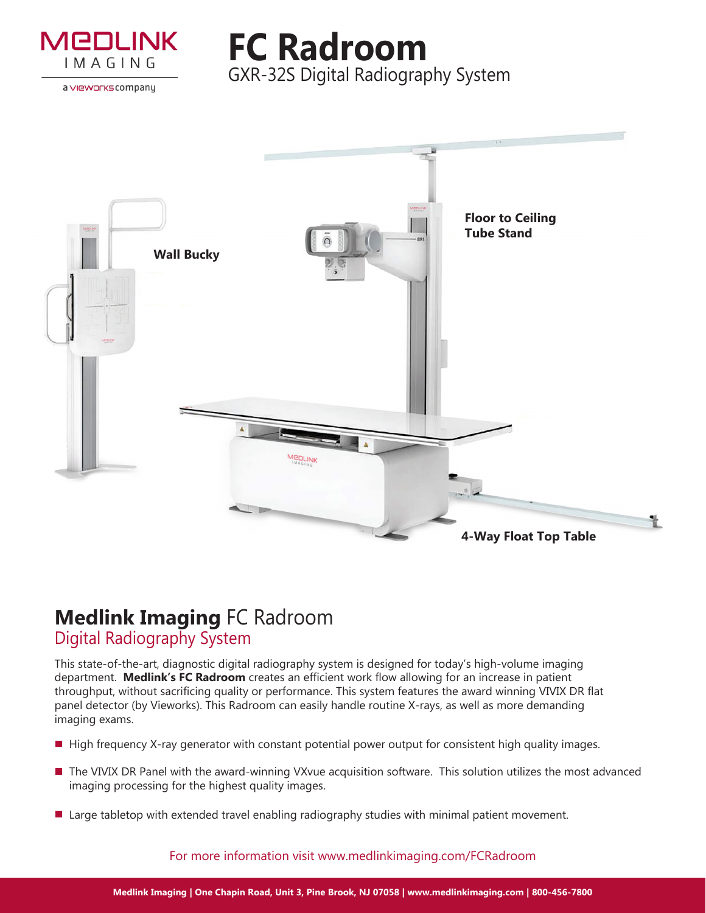MEDLINK IMAGING

a vieworks company

# FC Radroom

GXR-32S Digital Radiography System

Wall Bucky

Floor to Ceiling Tube Stand

4-Way Float Top Table

## **Medlink Imaging** FC Radroom

### Digital Radiography System

This state-of-the-art, diagnostic digital radiography system is designed for today's high-volume imaging department. **Medlink's FC Radroom** creates an efficient work flow allowing for an increase in patient throughput, without sacrificing quality or performance. This system features the award winning VIVIX DR flat panel detector (by Vieworks). This Radroom can easily handle routine X-rays, as well as more demanding imaging exams.

- High frequency X-ray generator with constant potential power output for consistent high quality images.
- The VIVIX DR Panel with the award-winning VXvue acquisition software. This solution utilizes the most advanced imaging processing for the highest quality images.
- Large tabletop with extended travel enabling radiography studies with minimal patient movement.

For more information visit www.medlinkimaging.com/FCRadroom

**Medlink Imaging | One Chapin Road, Unit 3, Pine Brook, NJ 07058 | www.medlinkimaging.com | 800-456-7800**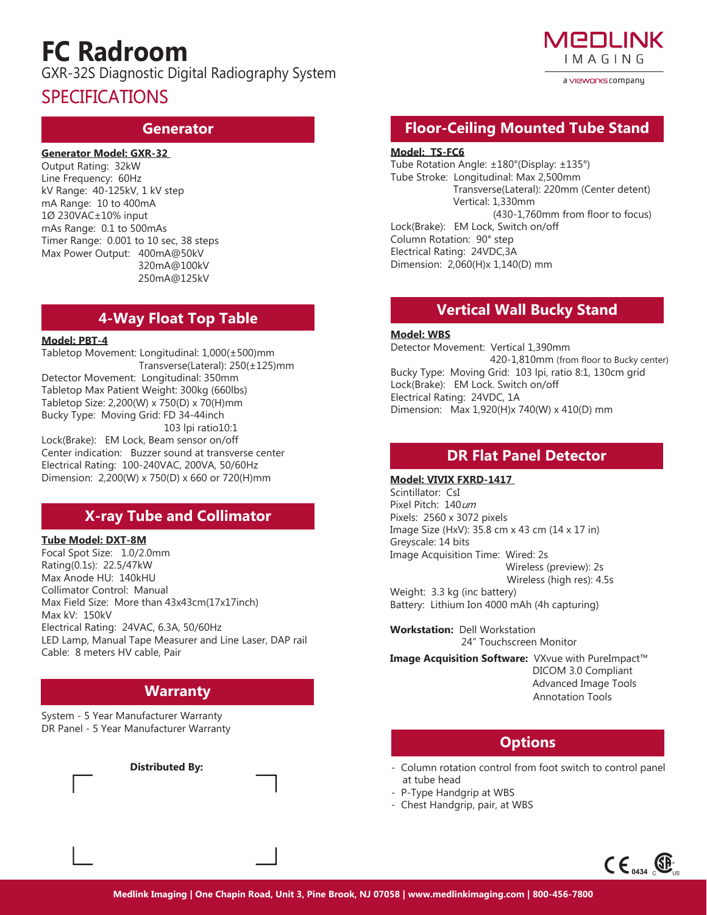# FC Radroom

GXR-32S Diagnostic Digital Radiography System

## SPECIFICATIONS

MEDLINK IMAGING

a VIEWORKS company

## Generator

**Generator Model: GXR-32**

Output Rating: 32kW
Line Frequency: 60Hz
kV Range: 40-125kV, 1 kV step
mA Range: 10 to 400mA
1Ø 230VAC±10% input
mAs Range: 0.1 to 500mAs
Timer Range: 0.001 to 10 sec, 38 steps
Max Power Output: 400mA@50kV
320mA@100kV
250mA@125kV

## 4-Way Float Top Table

**Model: PBT-4**

Tabletop Movement: Longitudinal: 1,000(±500)mm
Transverse(Lateral): 250(±125)mm
Detector Movement: Longitudinal: 350mm
Tabletop Max Patient Weight: 300kg (660lbs)
Tabletop Size: 2,200(W) x 750(D) x 70(H)mm
Bucky Type: Moving Grid: FD 34-44inch
103 lpi ratio10:1
Lock(Brake): EM Lock, Beam sensor on/off
Center indication: Buzzer sound at transverse center
Electrical Rating: 100-240VAC, 200VA, 50/60Hz
Dimension: 2,200(W) x 750(D) x 660 or 720(H)mm

## X-ray Tube and Collimator

**Tube Model: DXT-8M**

Focal Spot Size: 1.0/2.0mm
Rating(0.1s): 22.5/47kW
Max Anode HU: 140kHU
Collimator Control: Manual
Max Field Size: More than 43x43cm(17x17inch)
Max kV: 150kV
Electrical Rating: 24VAC, 6.3A, 50/60Hz
LED Lamp, Manual Tape Measurer and Line Laser, DAP rail
Cable: 8 meters HV cable, Pair

## Warranty

System - 5 Year Manufacturer Warranty
DR Panel - 5 Year Manufacturer Warranty

**Distributed By:**

## Floor-Ceiling Mounted Tube Stand

**Model: TS-FC6**

Tube Rotation Angle: ±180°(Display: ±135°)
Tube Stroke: Longitudinal: Max 2,500mm
Transverse(Lateral): 220mm (Center detent)
Vertical: 1,330mm
(430-1,760mm from floor to focus)
Lock(Brake): EM Lock, Switch on/off
Column Rotation: 90° step
Electrical Rating: 24VDC,3A
Dimension: 2,060(H)x 1,140(D) mm

## Vertical Wall Bucky Stand

**Model: WBS**

Detector Movement: Vertical 1,390mm
420-1,810mm (from floor to Bucky center)
Bucky Type: Moving Grid: 103 lpi, ratio 8:1, 130cm grid
Lock(Brake): EM Lock. Switch on/off
Electrical Rating: 24VDC, 1A
Dimension: Max 1,920(H)x 740(W) x 410(D) mm

## DR Flat Panel Detector

**Model: VIVIX FXRD-1417**

Scintillator: CsI
Pixel Pitch: 140*um*
Pixels: 2560 x 3072 pixels
Image Size (HxV): 35.8 cm x 43 cm (14 x 17 in)
Greyscale: 14 bits
Image Acquisition Time: Wired: 2s
Wireless (preview): 2s
Wireless (high res): 4.5s
Weight: 3.3 kg (inc battery)
Battery: Lithium Ion 4000 mAh (4h capturing)

**Workstation:** Dell Workstation
24" Touchscreen Monitor

**Image Acquisition Software:** VXvue with PureImpact™
DICOM 3.0 Compliant
Advanced Image Tools
Annotation Tools

## Options

- Column rotation control from foot switch to control panel at tube head
- P-Type Handgrip at WBS
- Chest Handgrip, pair, at WBS

CE 0434

Medlink Imaging | One Chapin Road, Unit 3, Pine Brook, NJ 07058 | www.medlinkimaging.com | 800-456-7800